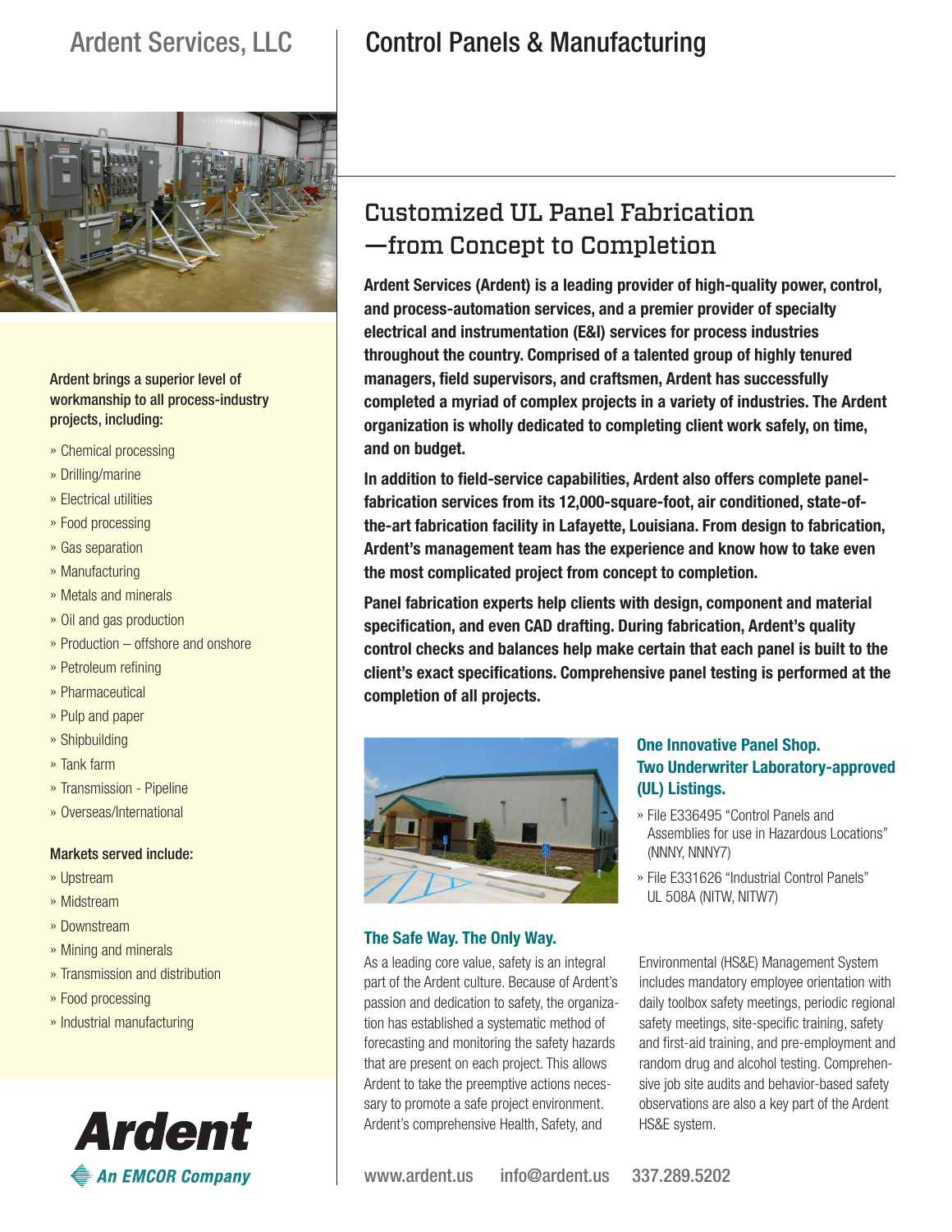# Ardent Services, LLC

# Control Panels & Manufacturing

## Customized UL Panel Fabrication —from Concept to Completion

**Ardent Services (Ardent) is a leading provider of high-quality power, control, and process-automation services, and a premier provider of specialty electrical and instrumentation (E&I) services for process industries throughout the country. Comprised of a talented group of highly tenured managers, field supervisors, and craftsmen, Ardent has successfully completed a myriad of complex projects in a variety of industries. The Ardent organization is wholly dedicated to completing client work safely, on time, and on budget.**

**In addition to field-service capabilities, Ardent also offers complete panel-fabrication services from its 12,000-square-foot, air conditioned, state-of-the-art fabrication facility in Lafayette, Louisiana. From design to fabrication, Ardent's management team has the experience and know how to take even the most complicated project from concept to completion.**

**Panel fabrication experts help clients with design, component and material specification, and even CAD drafting. During fabrication, Ardent's quality control checks and balances help make certain that each panel is built to the client's exact specifications. Comprehensive panel testing is performed at the completion of all projects.**

Ardent brings a superior level of workmanship to all process-industry projects, including:

- Chemical processing
- Drilling/marine
- Electrical utilities
- Food processing
- Gas separation
- Manufacturing
- Metals and minerals
- Oil and gas production
- Production – offshore and onshore
- Petroleum refining
- Pharmaceutical
- Pulp and paper
- Shipbuilding
- Tank farm
- Transmission - Pipeline
- Overseas/International

Markets served include:

- Upstream
- Midstream
- Downstream
- Mining and minerals
- Transmission and distribution
- Food processing
- Industrial manufacturing

### One Innovative Panel Shop. Two Underwriter Laboratory-approved (UL) Listings.

- File E336495 "Control Panels and Assemblies for use in Hazardous Locations" (NNNY, NNNY7)
- File E331626 "Industrial Control Panels" UL 508A (NITW, NITW7)

### The Safe Way. The Only Way.

As a leading core value, safety is an integral part of the Ardent culture. Because of Ardent's passion and dedication to safety, the organization has established a systematic method of forecasting and monitoring the safety hazards that are present on each project. This allows Ardent to take the preemptive actions necessary to promote a safe project environment. Ardent's comprehensive Health, Safety, and Environmental (HS&E) Management System includes mandatory employee orientation with daily toolbox safety meetings, periodic regional safety meetings, site-specific training, safety and first-aid training, and pre-employment and random drug and alcohol testing. Comprehensive job site audits and behavior-based safety observations are also a key part of the Ardent HS&E system.

**Ardent**
*An EMCOR Company*

www.ardent.us  info@ardent.us  337.289.5202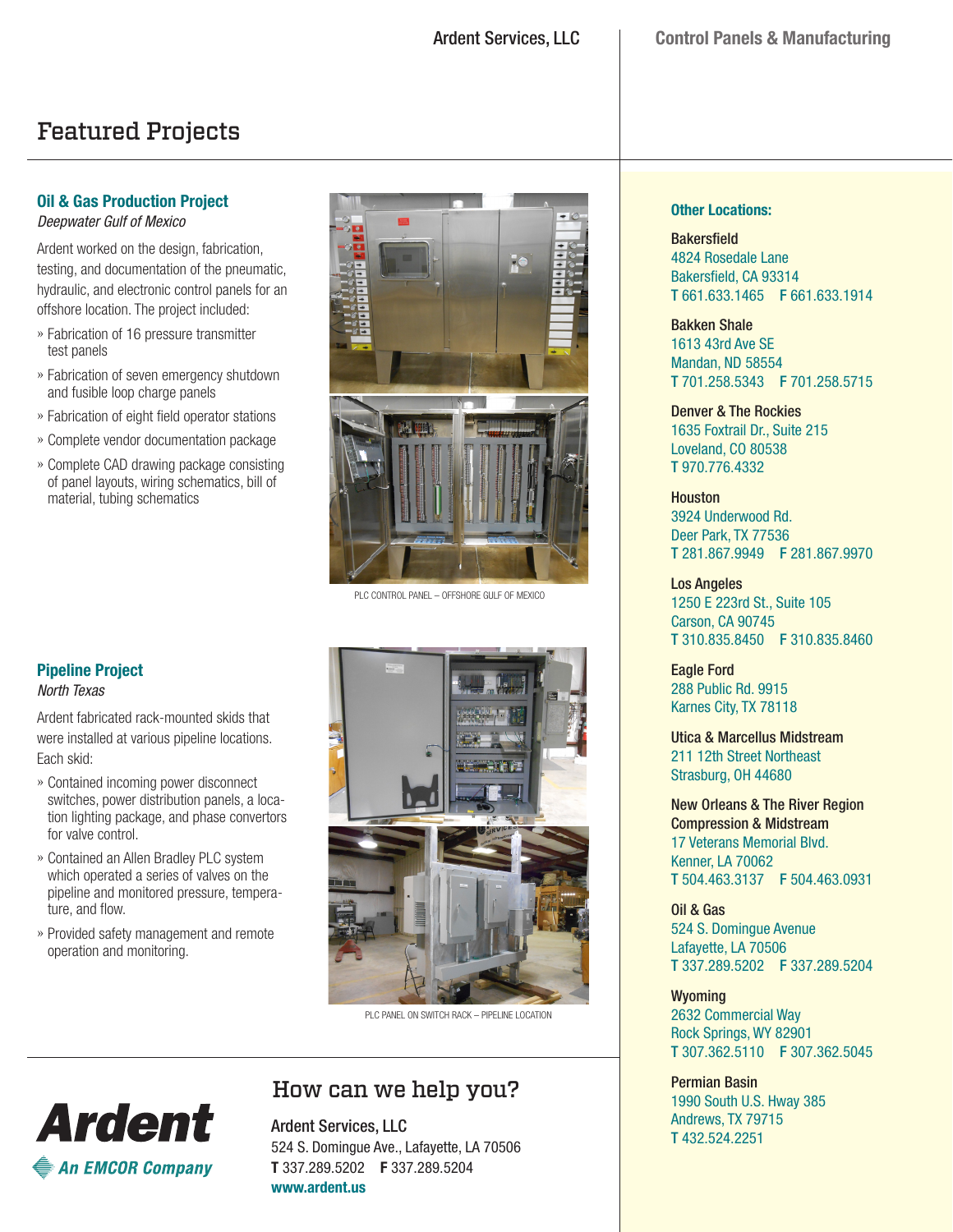# Featured Projects

## Oil & Gas Production Project

*Deepwater Gulf of Mexico*

Ardent worked on the design, fabrication, testing, and documentation of the pneumatic, hydraulic, and electronic control panels for an offshore location. The project included:

- Fabrication of 16 pressure transmitter test panels
- Fabrication of seven emergency shutdown and fusible loop charge panels
- Fabrication of eight field operator stations
- Complete vendor documentation package
- Complete CAD drawing package consisting of panel layouts, wiring schematics, bill of material, tubing schematics

PLC CONTROL PANEL – OFFSHORE GULF OF MEXICO

## Pipeline Project

*North Texas*

Ardent fabricated rack-mounted skids that were installed at various pipeline locations. Each skid:

- Contained incoming power disconnect switches, power distribution panels, a location lighting package, and phase convertors for valve control.
- Contained an Allen Bradley PLC system which operated a series of valves on the pipeline and monitored pressure, temperature, and flow.
- Provided safety management and remote operation and monitoring.

PLC PANEL ON SWITCH RACK – PIPELINE LOCATION

## Other Locations:

**Bakersfield**
4824 Rosedale Lane
Bakersfield, CA 93314
**T** 661.633.1465 **F** 661.633.1914

**Bakken Shale**
1613 43rd Ave SE
Mandan, ND 58554
**T** 701.258.5343 **F** 701.258.5715

**Denver & The Rockies**
1635 Foxtrail Dr., Suite 215
Loveland, CO 80538
**T** 970.776.4332

**Houston**
3924 Underwood Rd.
Deer Park, TX 77536
**T** 281.867.9949 **F** 281.867.9970

**Los Angeles**
1250 E 223rd St., Suite 105
Carson, CA 90745
**T** 310.835.8450 **F** 310.835.8460

**Eagle Ford**
288 Public Rd. 9915
Karnes City, TX 78118

**Utica & Marcellus Midstream**
211 12th Street Northeast
Strasburg, OH 44680

**New Orleans & The River Region Compression & Midstream**
17 Veterans Memorial Blvd.
Kenner, LA 70062
**T** 504.463.3137 **F** 504.463.0931

**Oil & Gas**
524 S. Domingue Avenue
Lafayette, LA 70506
**T** 337.289.5202 **F** 337.289.5204

**Wyoming**
2632 Commercial Way
Rock Springs, WY 82901
**T** 307.362.5110 **F** 307.362.5045

**Permian Basin**
1990 South U.S. Hway 385
Andrews, TX 79715
**T** 432.524.2251

## How can we help you?

**Ardent Services, LLC**
524 S. Domingue Ave., Lafayette, LA 70506
**T** 337.289.5202 **F** 337.289.5204
**www.ardent.us**

**Ardent**
An EMCOR Company